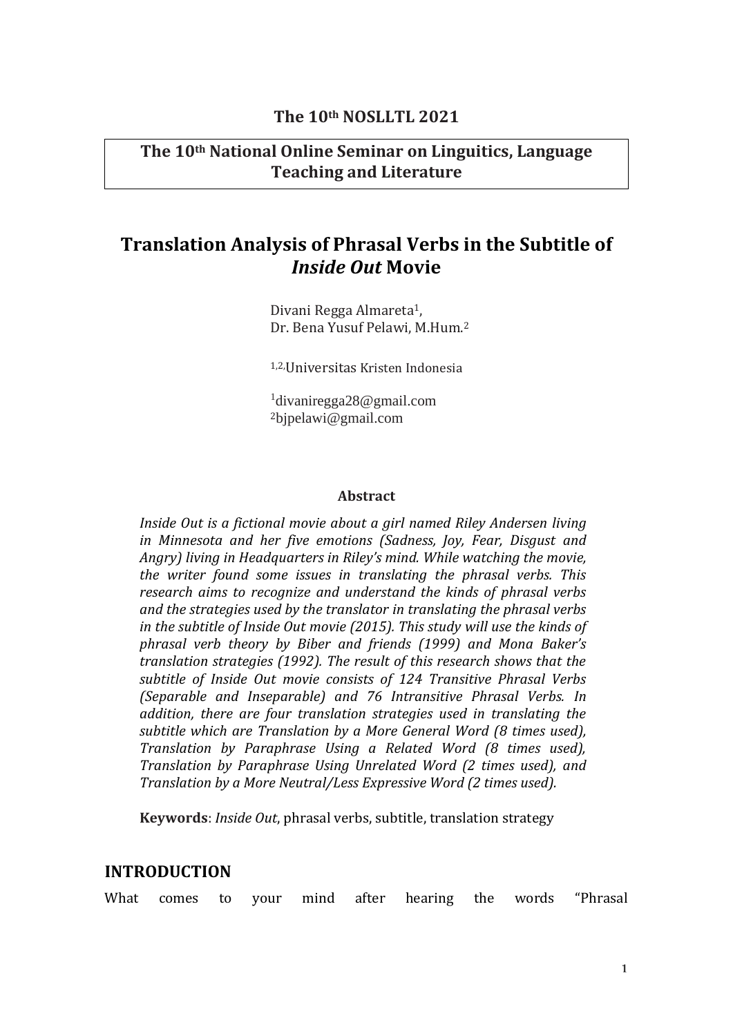**The 10th NOSLLTL 2021**

**The 10th National Online Seminar on Linguitics, Language Teaching and Literature**

# Translation Analysis of Phrasal Verbs in the Subtitle of *Inside Out* Movie

Divani Regga Almareta[1],
Dr. Bena Yusuf Pelawi, M.Hum.[2]

[1,2]Universitas Kristen Indonesia

[1]divaniregga28@gmail.com
[2]bjpelawi@gmail.com

**Abstract**

*Inside Out is a fictional movie about a girl named Riley Andersen living in Minnesota and her five emotions (Sadness, Joy, Fear, Disgust and Angry) living in Headquarters in Riley's mind. While watching the movie, the writer found some issues in translating the phrasal verbs. This research aims to recognize and understand the kinds of phrasal verbs and the strategies used by the translator in translating the phrasal verbs in the subtitle of Inside Out movie (2015). This study will use the kinds of phrasal verb theory by Biber and friends (1999) and Mona Baker's translation strategies (1992). The result of this research shows that the subtitle of Inside Out movie consists of 124 Transitive Phrasal Verbs (Separable and Inseparable) and 76 Intransitive Phrasal Verbs. In addition, there are four translation strategies used in translating the subtitle which are Translation by a More General Word (8 times used), Translation by Paraphrase Using a Related Word (8 times used), Translation by Paraphrase Using Unrelated Word (2 times used), and Translation by a More Neutral/Less Expressive Word (2 times used).*

**Keywords**: *Inside Out*, phrasal verbs, subtitle, translation strategy

## INTRODUCTION

What comes to your mind after hearing the words "Phrasal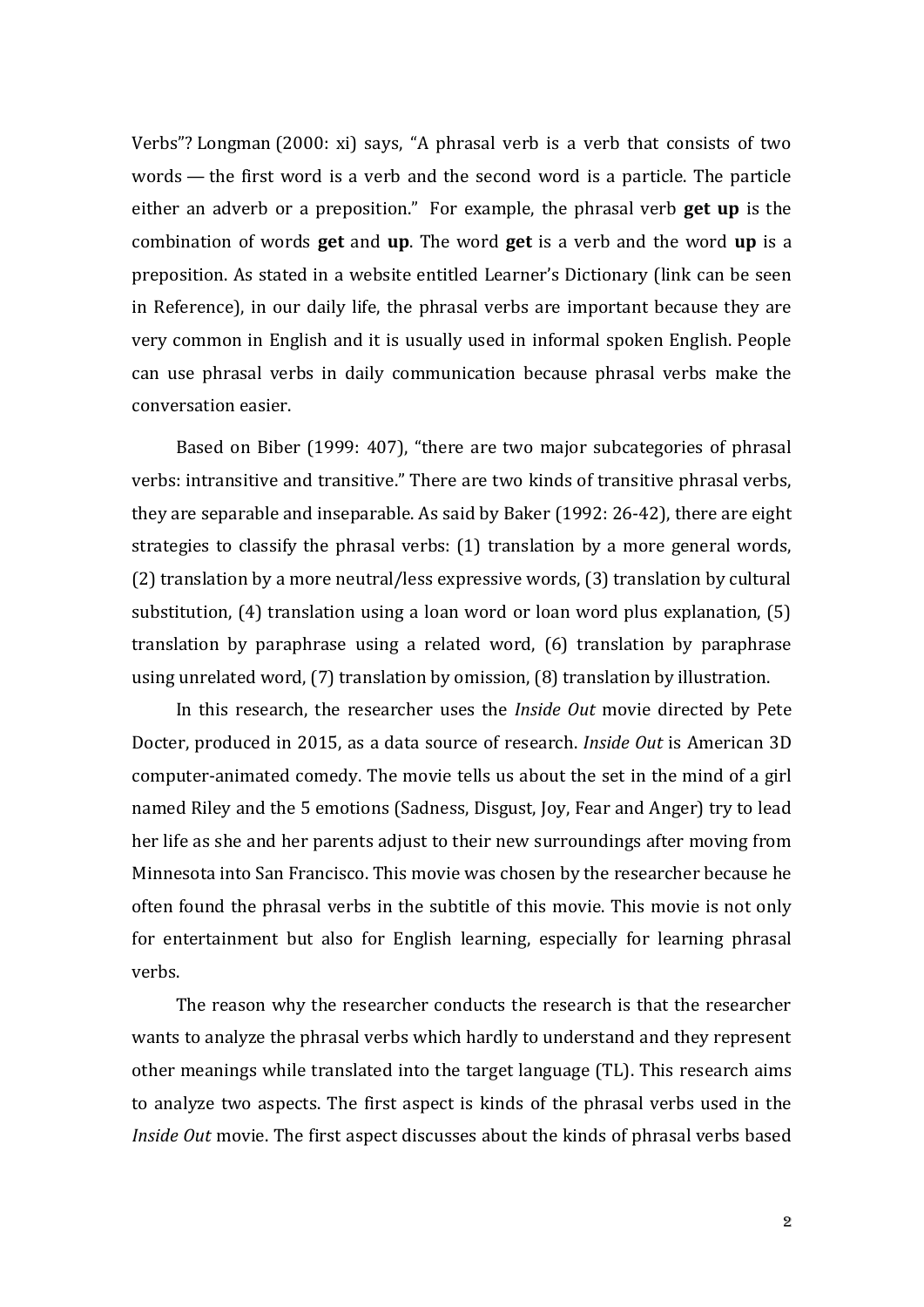Verbs"? Longman (2000: xi) says, "A phrasal verb is a verb that consists of two words — the first word is a verb and the second word is a particle. The particle either an adverb or a preposition." For example, the phrasal verb **get up** is the combination of words **get** and **up**. The word **get** is a verb and the word **up** is a preposition. As stated in a website entitled Learner's Dictionary (link can be seen in Reference), in our daily life, the phrasal verbs are important because they are very common in English and it is usually used in informal spoken English. People can use phrasal verbs in daily communication because phrasal verbs make the conversation easier.

Based on Biber (1999: 407), "there are two major subcategories of phrasal verbs: intransitive and transitive." There are two kinds of transitive phrasal verbs, they are separable and inseparable. As said by Baker (1992: 26-42), there are eight strategies to classify the phrasal verbs: (1) translation by a more general words, (2) translation by a more neutral/less expressive words, (3) translation by cultural substitution, (4) translation using a loan word or loan word plus explanation, (5) translation by paraphrase using a related word, (6) translation by paraphrase using unrelated word, (7) translation by omission, (8) translation by illustration.

In this research, the researcher uses the *Inside Out* movie directed by Pete Docter, produced in 2015, as a data source of research. *Inside Out* is American 3D computer-animated comedy. The movie tells us about the set in the mind of a girl named Riley and the 5 emotions (Sadness, Disgust, Joy, Fear and Anger) try to lead her life as she and her parents adjust to their new surroundings after moving from Minnesota into San Francisco. This movie was chosen by the researcher because he often found the phrasal verbs in the subtitle of this movie. This movie is not only for entertainment but also for English learning, especially for learning phrasal verbs.

The reason why the researcher conducts the research is that the researcher wants to analyze the phrasal verbs which hardly to understand and they represent other meanings while translated into the target language (TL). This research aims to analyze two aspects. The first aspect is kinds of the phrasal verbs used in the *Inside Out* movie. The first aspect discusses about the kinds of phrasal verbs based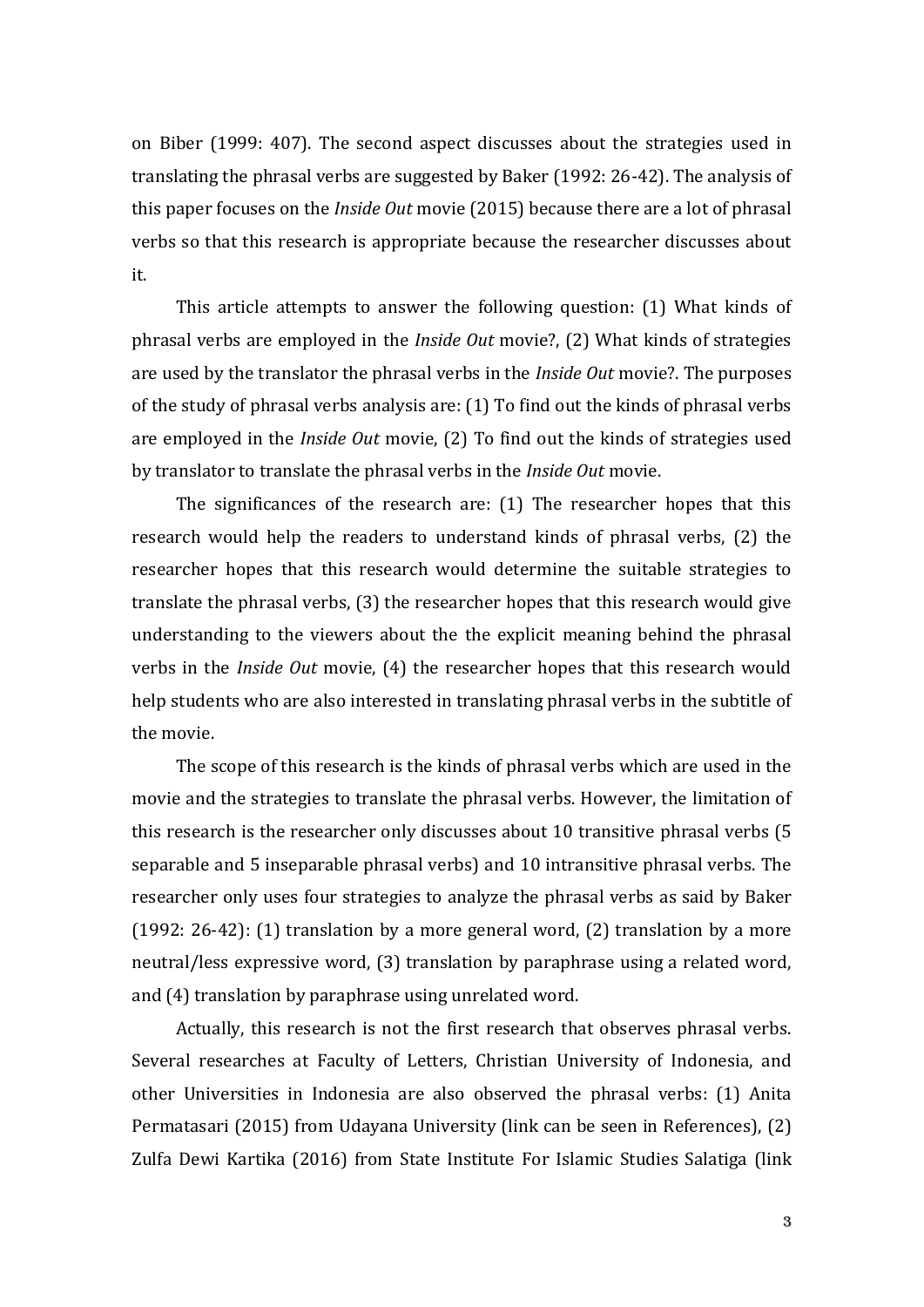on Biber (1999: 407). The second aspect discusses about the strategies used in translating the phrasal verbs are suggested by Baker (1992: 26-42). The analysis of this paper focuses on the *Inside Out* movie (2015) because there are a lot of phrasal verbs so that this research is appropriate because the researcher discusses about it.

This article attempts to answer the following question: (1) What kinds of phrasal verbs are employed in the *Inside Out* movie?, (2) What kinds of strategies are used by the translator the phrasal verbs in the *Inside Out* movie?. The purposes of the study of phrasal verbs analysis are: (1) To find out the kinds of phrasal verbs are employed in the *Inside Out* movie, (2) To find out the kinds of strategies used by translator to translate the phrasal verbs in the *Inside Out* movie.

The significances of the research are: (1) The researcher hopes that this research would help the readers to understand kinds of phrasal verbs, (2) the researcher hopes that this research would determine the suitable strategies to translate the phrasal verbs, (3) the researcher hopes that this research would give understanding to the viewers about the the explicit meaning behind the phrasal verbs in the *Inside Out* movie, (4) the researcher hopes that this research would help students who are also interested in translating phrasal verbs in the subtitle of the movie.

The scope of this research is the kinds of phrasal verbs which are used in the movie and the strategies to translate the phrasal verbs. However, the limitation of this research is the researcher only discusses about 10 transitive phrasal verbs (5 separable and 5 inseparable phrasal verbs) and 10 intransitive phrasal verbs. The researcher only uses four strategies to analyze the phrasal verbs as said by Baker (1992: 26-42): (1) translation by a more general word, (2) translation by a more neutral/less expressive word, (3) translation by paraphrase using a related word, and (4) translation by paraphrase using unrelated word.

Actually, this research is not the first research that observes phrasal verbs. Several researches at Faculty of Letters, Christian University of Indonesia, and other Universities in Indonesia are also observed the phrasal verbs: (1) Anita Permatasari (2015) from Udayana University (link can be seen in References), (2) Zulfa Dewi Kartika (2016) from State Institute For Islamic Studies Salatiga (link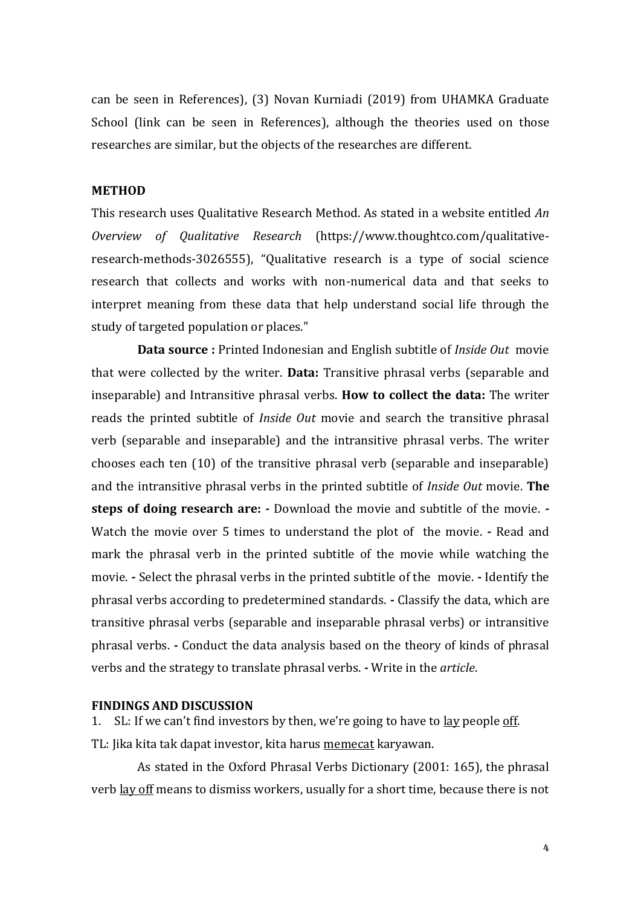can be seen in References), (3) Novan Kurniadi (2019) from UHAMKA Graduate School (link can be seen in References), although the theories used on those researches are similar, but the objects of the researches are different.

## METHOD

This research uses Qualitative Research Method. As stated in a website entitled *An Overview of Qualitative Research* (https://www.thoughtco.com/qualitative-research-methods-3026555), "Qualitative research is a type of social science research that collects and works with non-numerical data and that seeks to interpret meaning from these data that help understand social life through the study of targeted population or places."

**Data source :** Printed Indonesian and English subtitle of *Inside Out* movie that were collected by the writer. **Data:** Transitive phrasal verbs (separable and inseparable) and Intransitive phrasal verbs. **How to collect the data:** The writer reads the printed subtitle of *Inside Out* movie and search the transitive phrasal verb (separable and inseparable) and the intransitive phrasal verbs. The writer chooses each ten (10) of the transitive phrasal verb (separable and inseparable) and the intransitive phrasal verbs in the printed subtitle of *Inside Out* movie. **The steps of doing research are: -** Download the movie and subtitle of the movie. **-** Watch the movie over 5 times to understand the plot of the movie. **-** Read and mark the phrasal verb in the printed subtitle of the movie while watching the movie. **-** Select the phrasal verbs in the printed subtitle of the movie. **-** Identify the phrasal verbs according to predetermined standards. **-** Classify the data, which are transitive phrasal verbs (separable and inseparable phrasal verbs) or intransitive phrasal verbs. **-** Conduct the data analysis based on the theory of kinds of phrasal verbs and the strategy to translate phrasal verbs. **-** Write in the *article*.

## FINDINGS AND DISCUSSION

1. SL: If we can't find investors by then, we're going to have to <u>lay</u> people <u>off</u>.

TL: Jika kita tak dapat investor, kita harus <u>memecat</u> karyawan.

As stated in the Oxford Phrasal Verbs Dictionary (2001: 165), the phrasal verb <u>lay off</u> means to dismiss workers, usually for a short time, because there is not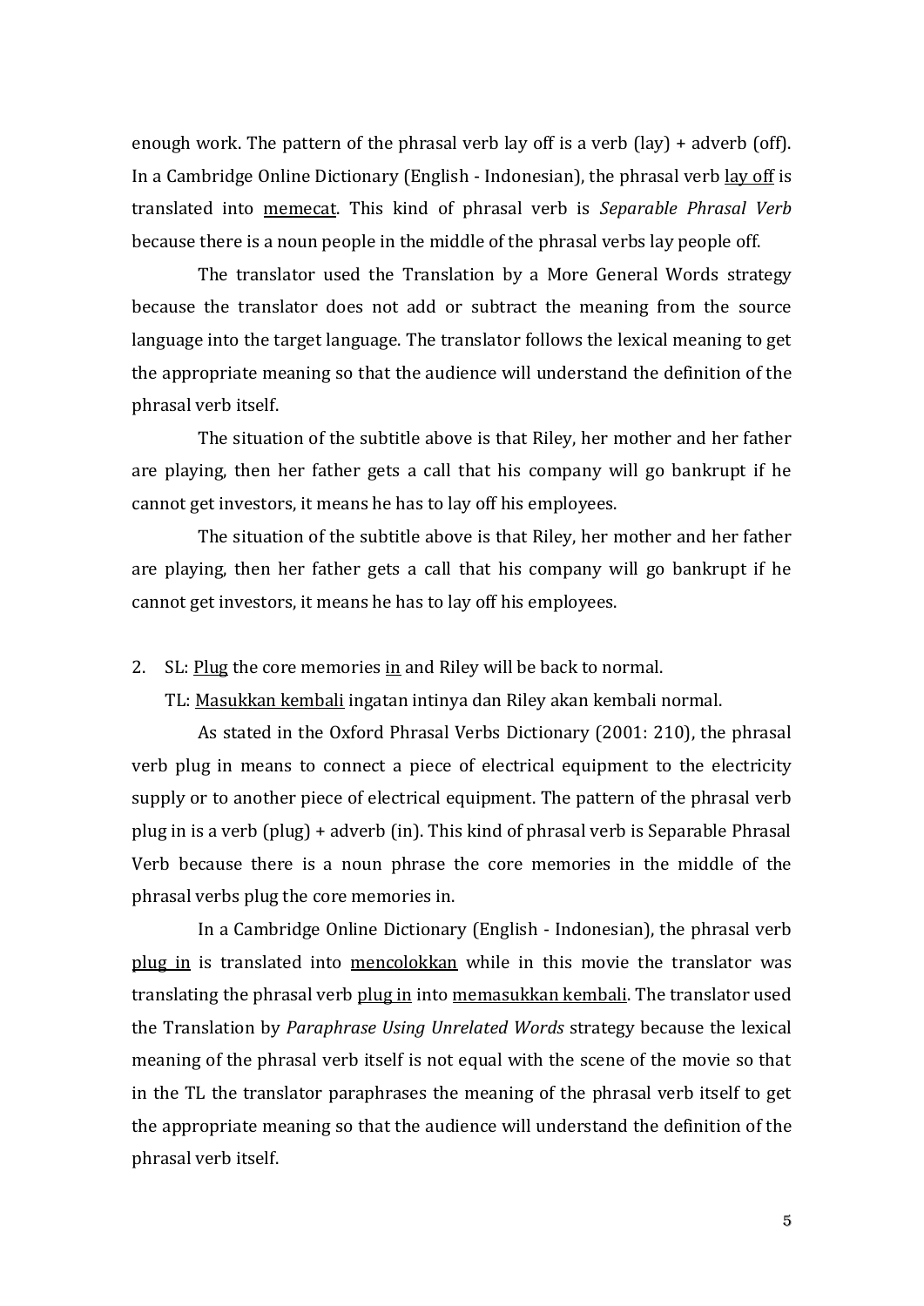enough work. The pattern of the phrasal verb lay off is a verb (lay) + adverb (off). In a Cambridge Online Dictionary (English - Indonesian), the phrasal verb <u>lay off</u> is translated into <u>memecat</u>. This kind of phrasal verb is *Separable Phrasal Verb* because there is a noun people in the middle of the phrasal verbs lay people off.

The translator used the Translation by a More General Words strategy because the translator does not add or subtract the meaning from the source language into the target language. The translator follows the lexical meaning to get the appropriate meaning so that the audience will understand the definition of the phrasal verb itself.

The situation of the subtitle above is that Riley, her mother and her father are playing, then her father gets a call that his company will go bankrupt if he cannot get investors, it means he has to lay off his employees.

The situation of the subtitle above is that Riley, her mother and her father are playing, then her father gets a call that his company will go bankrupt if he cannot get investors, it means he has to lay off his employees.

2. SL: <u>Plug</u> the core memories <u>in</u> and Riley will be back to normal.

   TL: <u>Masukkan kembali</u> ingatan intinya dan Riley akan kembali normal.

   As stated in the Oxford Phrasal Verbs Dictionary (2001: 210), the phrasal verb plug in means to connect a piece of electrical equipment to the electricity supply or to another piece of electrical equipment. The pattern of the phrasal verb plug in is a verb (plug) + adverb (in). This kind of phrasal verb is Separable Phrasal Verb because there is a noun phrase the core memories in the middle of the phrasal verbs plug the core memories in.

   In a Cambridge Online Dictionary (English - Indonesian), the phrasal verb <u>plug in</u> is translated into <u>mencolokkan</u> while in this movie the translator was translating the phrasal verb <u>plug in</u> into <u>memasukkan kembali</u>. The translator used the Translation by *Paraphrase Using Unrelated Words* strategy because the lexical meaning of the phrasal verb itself is not equal with the scene of the movie so that in the TL the translator paraphrases the meaning of the phrasal verb itself to get the appropriate meaning so that the audience will understand the definition of the phrasal verb itself.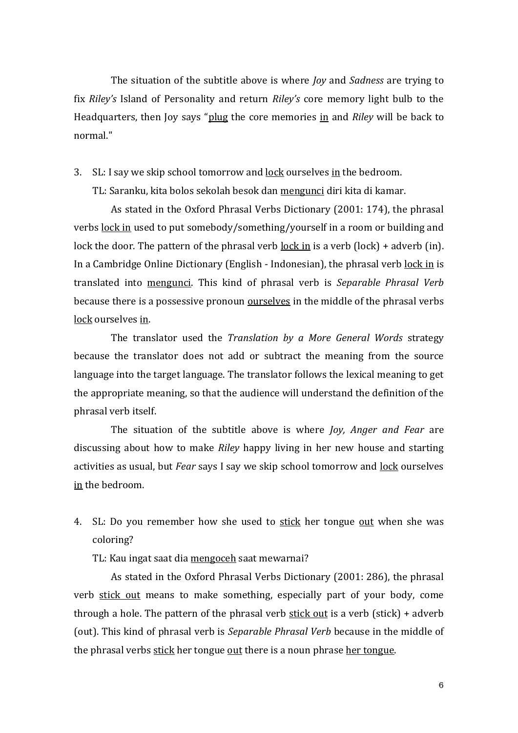The situation of the subtitle above is where *Joy* and *Sadness* are trying to fix *Riley's* Island of Personality and return *Riley's* core memory light bulb to the Headquarters, then Joy says "<u>plug</u> the core memories <u>in</u> and *Riley* will be back to normal."

3. SL: I say we skip school tomorrow and <u>lock</u> ourselves <u>in</u> the bedroom.

   TL: Saranku, kita bolos sekolah besok dan <u>mengunci</u> diri kita di kamar.

   As stated in the Oxford Phrasal Verbs Dictionary (2001: 174), the phrasal verbs <u>lock in</u> used to put somebody/something/yourself in a room or building and lock the door. The pattern of the phrasal verb <u>lock in</u> is a verb (lock) + adverb (in). In a Cambridge Online Dictionary (English - Indonesian), the phrasal verb <u>lock in</u> is translated into <u>mengunci</u>. This kind of phrasal verb is *Separable Phrasal Verb* because there is a possessive pronoun <u>ourselves</u> in the middle of the phrasal verbs <u>lock</u> ourselves <u>in</u>.

   The translator used the *Translation by a More General Words* strategy because the translator does not add or subtract the meaning from the source language into the target language. The translator follows the lexical meaning to get the appropriate meaning, so that the audience will understand the definition of the phrasal verb itself.

   The situation of the subtitle above is where *Joy, Anger and Fear* are discussing about how to make *Riley* happy living in her new house and starting activities as usual, but *Fear* says I say we skip school tomorrow and <u>lock</u> ourselves <u>in</u> the bedroom.

4. SL: Do you remember how she used to <u>stick</u> her tongue <u>out</u> when she was coloring?

   TL: Kau ingat saat dia <u>mengoceh</u> saat mewarnai?

   As stated in the Oxford Phrasal Verbs Dictionary (2001: 286), the phrasal verb <u>stick out</u> means to make something, especially part of your body, come through a hole. The pattern of the phrasal verb <u>stick out</u> is a verb (stick) + adverb (out). This kind of phrasal verb is *Separable Phrasal Verb* because in the middle of the phrasal verbs <u>stick</u> her tongue <u>out</u> there is a noun phrase <u>her tongue</u>.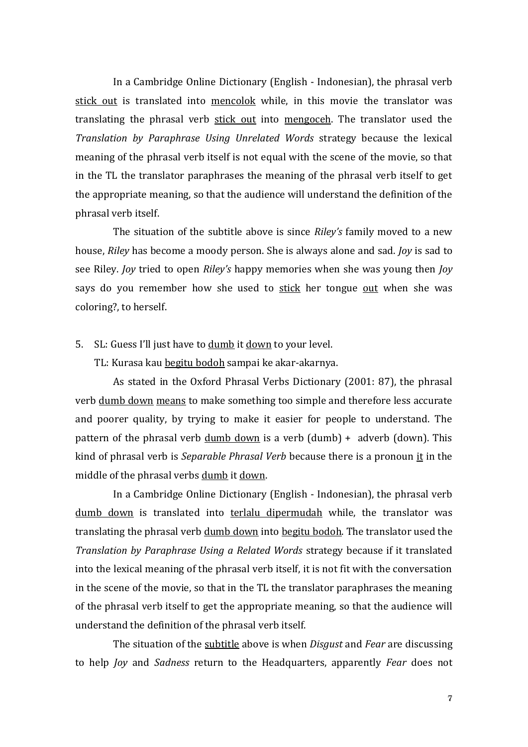In a Cambridge Online Dictionary (English - Indonesian), the phrasal verb stick out is translated into mencolok while, in this movie the translator was translating the phrasal verb stick out into mengoceh. The translator used the *Translation by Paraphrase Using Unrelated Words* strategy because the lexical meaning of the phrasal verb itself is not equal with the scene of the movie, so that in the TL the translator paraphrases the meaning of the phrasal verb itself to get the appropriate meaning, so that the audience will understand the definition of the phrasal verb itself.

The situation of the subtitle above is since *Riley's* family moved to a new house, *Riley* has become a moody person. She is always alone and sad. *Joy* is sad to see Riley. *Joy* tried to open *Riley's* happy memories when she was young then *Joy* says do you remember how she used to stick her tongue out when she was coloring?, to herself.

5. SL: Guess I'll just have to dumb it down to your level.

   TL: Kurasa kau begitu bodoh sampai ke akar-akarnya.

As stated in the Oxford Phrasal Verbs Dictionary (2001: 87), the phrasal verb dumb down means to make something too simple and therefore less accurate and poorer quality, by trying to make it easier for people to understand. The pattern of the phrasal verb dumb down is a verb (dumb) + adverb (down). This kind of phrasal verb is *Separable Phrasal Verb* because there is a pronoun it in the middle of the phrasal verbs dumb it down.

In a Cambridge Online Dictionary (English - Indonesian), the phrasal verb dumb down is translated into terlalu dipermudah while, the translator was translating the phrasal verb dumb down into begitu bodoh. The translator used the *Translation by Paraphrase Using a Related Words* strategy because if it translated into the lexical meaning of the phrasal verb itself, it is not fit with the conversation in the scene of the movie, so that in the TL the translator paraphrases the meaning of the phrasal verb itself to get the appropriate meaning, so that the audience will understand the definition of the phrasal verb itself.

The situation of the subtitle above is when *Disgust* and *Fear* are discussing to help *Joy* and *Sadness* return to the Headquarters, apparently *Fear* does not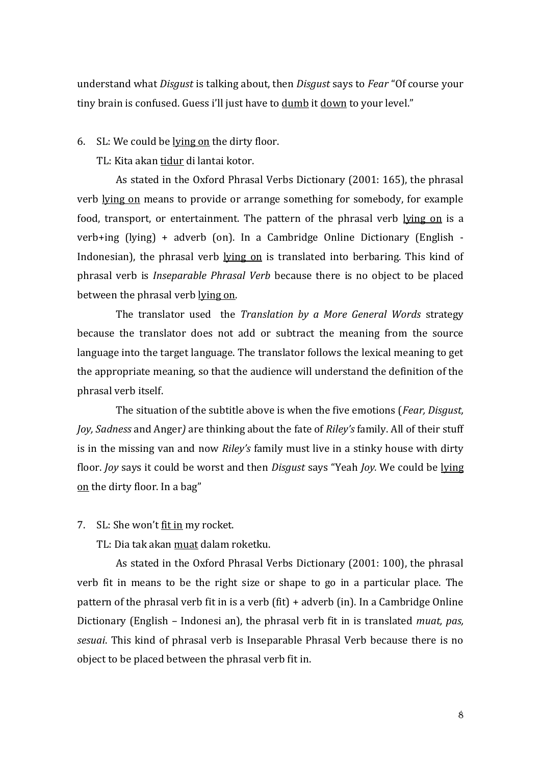understand what *Disgust* is talking about, then *Disgust* says to *Fear* "Of course your tiny brain is confused. Guess i'll just have to <u>dumb</u> it <u>down</u> to your level."

6. SL: We could be <u>lying on</u> the dirty floor.

   TL: Kita akan <u>tidur</u> di lantai kotor.

   As stated in the Oxford Phrasal Verbs Dictionary (2001: 165), the phrasal verb <u>lying on</u> means to provide or arrange something for somebody, for example food, transport, or entertainment. The pattern of the phrasal verb <u>lying on</u> is a verb+ing (lying) + adverb (on). In a Cambridge Online Dictionary (English - Indonesian), the phrasal verb <u>lying on</u> is translated into berbaring. This kind of phrasal verb is *Inseparable Phrasal Verb* because there is no object to be placed between the phrasal verb <u>lying on</u>.

   The translator used the *Translation by a More General Words* strategy because the translator does not add or subtract the meaning from the source language into the target language. The translator follows the lexical meaning to get the appropriate meaning, so that the audience will understand the definition of the phrasal verb itself.

   The situation of the subtitle above is when the five emotions (*Fear, Disgust, Joy, Sadness* and Anger*)* are thinking about the fate of *Riley's* family. All of their stuff is in the missing van and now *Riley's* family must live in a stinky house with dirty floor. *Joy* says it could be worst and then *Disgust* says "Yeah *Joy.* We could be <u>lying on</u> the dirty floor. In a bag"

7. SL: She won't <u>fit in</u> my rocket.

   TL: Dia tak akan <u>muat</u> dalam roketku.

   As stated in the Oxford Phrasal Verbs Dictionary (2001: 100), the phrasal verb fit in means to be the right size or shape to go in a particular place. The pattern of the phrasal verb fit in is a verb (fit) + adverb (in). In a Cambridge Online Dictionary (English – Indonesi an), the phrasal verb fit in is translated *muat, pas, sesuai*. This kind of phrasal verb is Inseparable Phrasal Verb because there is no object to be placed between the phrasal verb fit in.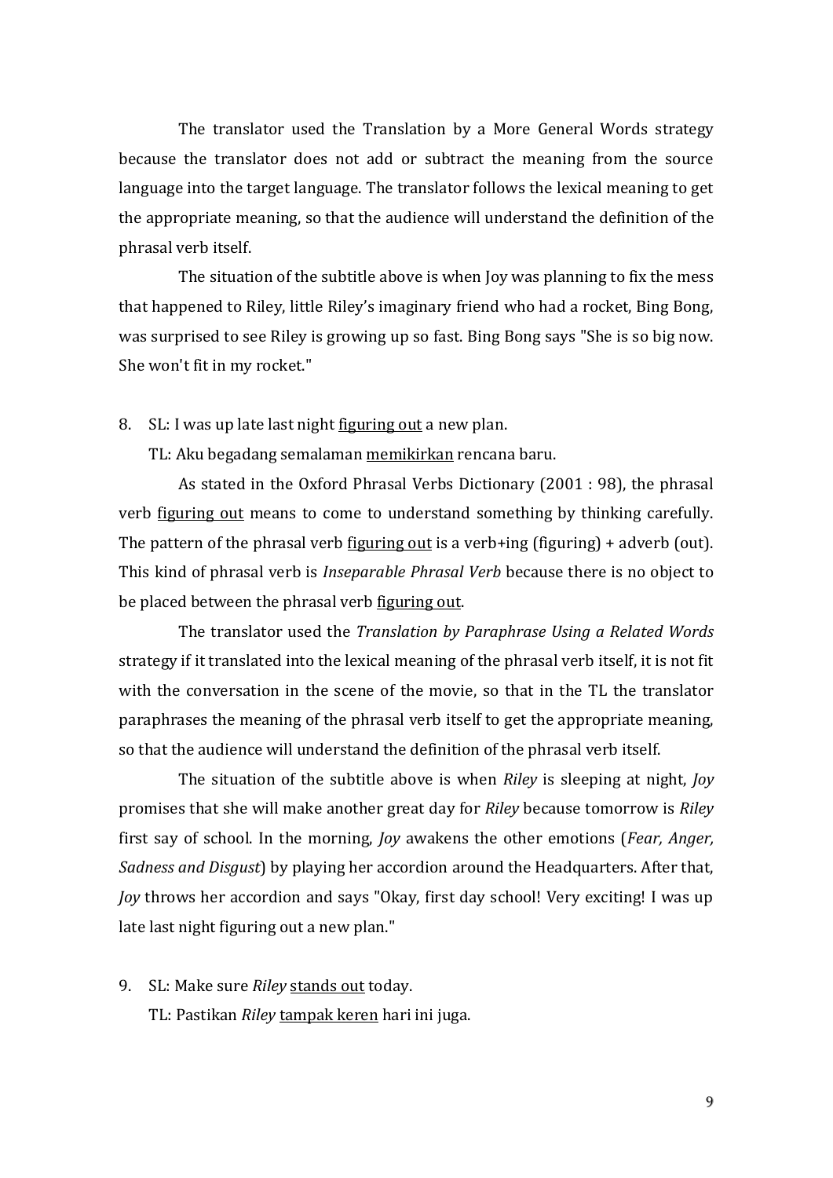The translator used the Translation by a More General Words strategy because the translator does not add or subtract the meaning from the source language into the target language. The translator follows the lexical meaning to get the appropriate meaning, so that the audience will understand the definition of the phrasal verb itself.

The situation of the subtitle above is when Joy was planning to fix the mess that happened to Riley, little Riley's imaginary friend who had a rocket, Bing Bong, was surprised to see Riley is growing up so fast. Bing Bong says "She is so big now. She won't fit in my rocket."

8. SL: I was up late last night <u>figuring out</u> a new plan.

   TL: Aku begadang semalaman <u>memikirkan</u> rencana baru.

As stated in the Oxford Phrasal Verbs Dictionary (2001 : 98), the phrasal verb <u>figuring out</u> means to come to understand something by thinking carefully. The pattern of the phrasal verb <u>figuring out</u> is a verb+ing (figuring) + adverb (out). This kind of phrasal verb is *Inseparable Phrasal Verb* because there is no object to be placed between the phrasal verb <u>figuring out</u>.

The translator used the *Translation by Paraphrase Using a Related Words* strategy if it translated into the lexical meaning of the phrasal verb itself, it is not fit with the conversation in the scene of the movie, so that in the TL the translator paraphrases the meaning of the phrasal verb itself to get the appropriate meaning, so that the audience will understand the definition of the phrasal verb itself.

The situation of the subtitle above is when *Riley* is sleeping at night, *Joy* promises that she will make another great day for *Riley* because tomorrow is *Riley* first say of school. In the morning, *Joy* awakens the other emotions (*Fear, Anger, Sadness and Disgust*) by playing her accordion around the Headquarters. After that, *Joy* throws her accordion and says "Okay, first day school! Very exciting! I was up late last night figuring out a new plan."

9. SL: Make sure *Riley* <u>stands out</u> today.

   TL: Pastikan *Riley* <u>tampak keren</u> hari ini juga.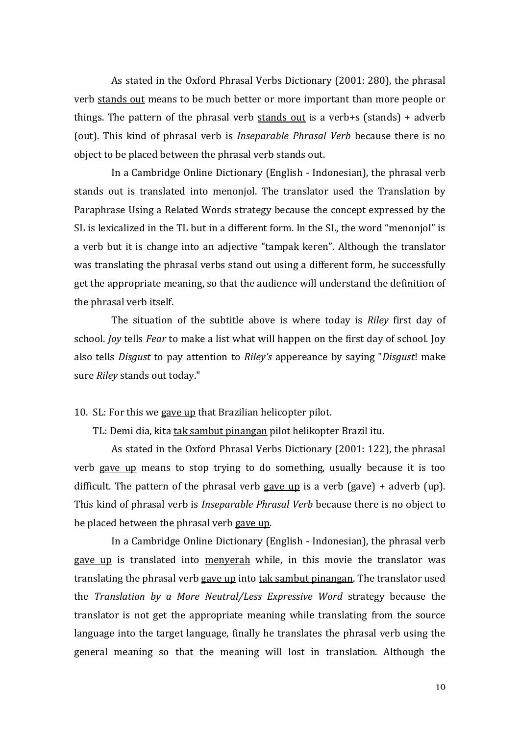As stated in the Oxford Phrasal Verbs Dictionary (2001: 280), the phrasal verb <u>stands out</u> means to be much better or more important than more people or things. The pattern of the phrasal verb <u>stands out</u> is a verb+s (stands) + adverb (out). This kind of phrasal verb is *Inseparable Phrasal Verb* because there is no object to be placed between the phrasal verb <u>stands out</u>.

In a Cambridge Online Dictionary (English - Indonesian), the phrasal verb stands out is translated into menonjol. The translator used the Translation by Paraphrase Using a Related Words strategy because the concept expressed by the SL is lexicalized in the TL but in a different form. In the SL, the word "menonjol" is a verb but it is change into an adjective "tampak keren". Although the translator was translating the phrasal verbs stand out using a different form, he successfully get the appropriate meaning, so that the audience will understand the definition of the phrasal verb itself.

The situation of the subtitle above is where today is *Riley* first day of school. *Joy* tells *Fear* to make a list what will happen on the first day of school. Joy also tells *Disgust* to pay attention to *Riley's* appereance by saying "*Disgust*! make sure *Riley* stands out today."

10. SL: For this we <u>gave up</u> that Brazilian helicopter pilot.

    TL: Demi dia, kita <u>tak sambut pinangan</u> pilot helikopter Brazil itu.

As stated in the Oxford Phrasal Verbs Dictionary (2001: 122), the phrasal verb <u>gave up</u> means to stop trying to do something, usually because it is too difficult. The pattern of the phrasal verb <u>gave up</u> is a verb (gave) + adverb (up). This kind of phrasal verb is *Inseparable Phrasal Verb* because there is no object to be placed between the phrasal verb <u>gave up</u>.

In a Cambridge Online Dictionary (English - Indonesian), the phrasal verb <u>gave up</u> is translated into <u>menyerah</u> while, in this movie the translator was translating the phrasal verb <u>gave up</u> into <u>tak sambut pinangan</u>. The translator used the *Translation by a More Neutral/Less Expressive Word* strategy because the translator is not get the appropriate meaning while translating from the source language into the target language, finally he translates the phrasal verb using the general meaning so that the meaning will lost in translation. Although the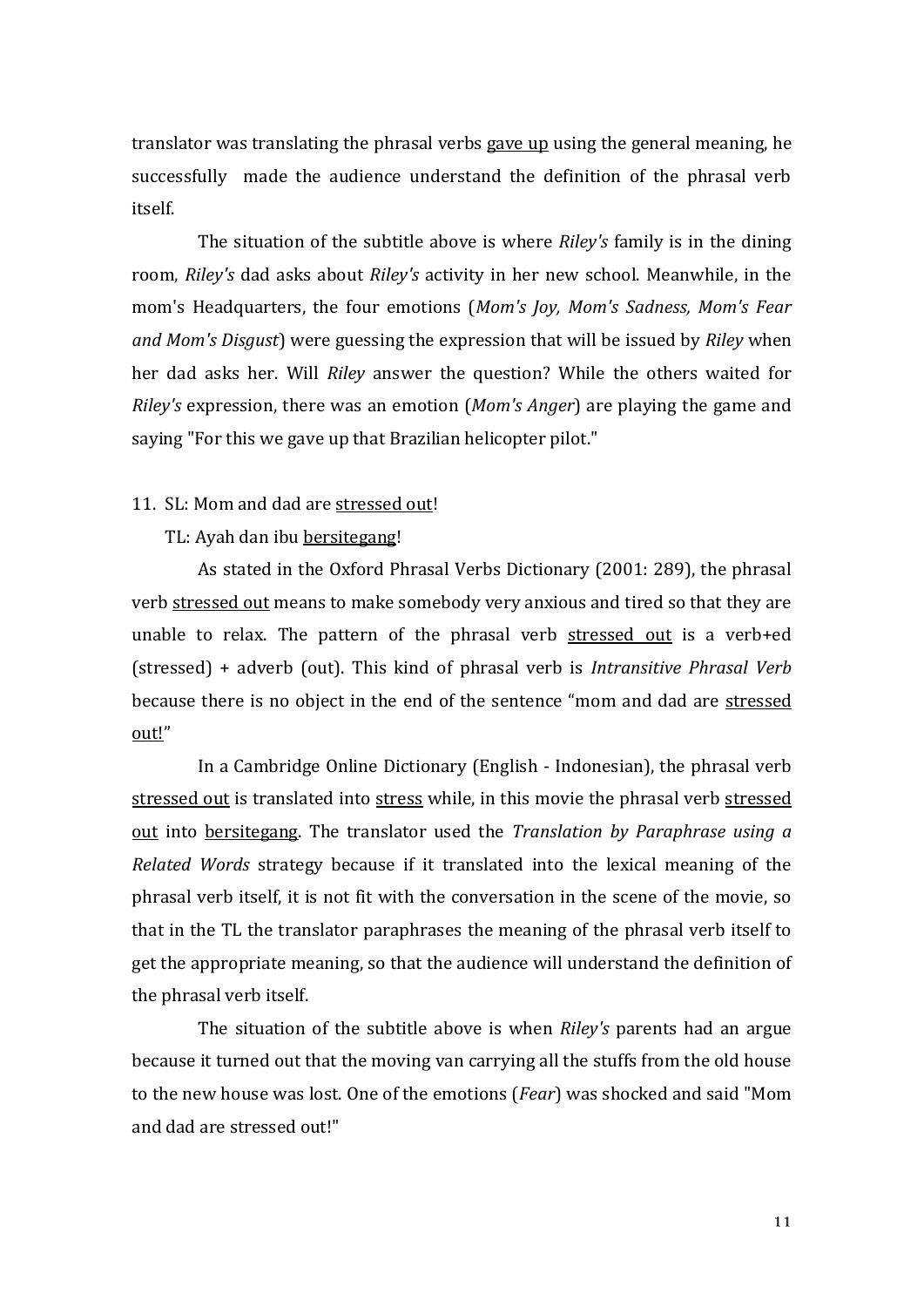translator was translating the phrasal verbs <u>gave up</u> using the general meaning, he successfully made the audience understand the definition of the phrasal verb itself.

The situation of the subtitle above is where *Riley's* family is in the dining room, *Riley's* dad asks about *Riley's* activity in her new school. Meanwhile, in the mom's Headquarters, the four emotions (*Mom's Joy, Mom's Sadness, Mom's Fear and Mom's Disgust*) were guessing the expression that will be issued by *Riley* when her dad asks her. Will *Riley* answer the question? While the others waited for *Riley's* expression, there was an emotion (*Mom's Anger*) are playing the game and saying "For this we gave up that Brazilian helicopter pilot."

11. SL: Mom and dad are <u>stressed out</u>!

    TL: Ayah dan ibu <u>bersitegang</u>!

As stated in the Oxford Phrasal Verbs Dictionary (2001: 289), the phrasal verb <u>stressed out</u> means to make somebody very anxious and tired so that they are unable to relax. The pattern of the phrasal verb <u>stressed out</u> is a verb+ed (stressed) + adverb (out). This kind of phrasal verb is *Intransitive Phrasal Verb* because there is no object in the end of the sentence "mom and dad are <u>stressed out!</u>"

In a Cambridge Online Dictionary (English - Indonesian), the phrasal verb <u>stressed out</u> is translated into <u>stress</u> while, in this movie the phrasal verb <u>stressed out</u> into <u>bersitegang</u>. The translator used the *Translation by Paraphrase using a Related Words* strategy because if it translated into the lexical meaning of the phrasal verb itself, it is not fit with the conversation in the scene of the movie, so that in the TL the translator paraphrases the meaning of the phrasal verb itself to get the appropriate meaning, so that the audience will understand the definition of the phrasal verb itself.

The situation of the subtitle above is when *Riley's* parents had an argue because it turned out that the moving van carrying all the stuffs from the old house to the new house was lost. One of the emotions (*Fear*) was shocked and said "Mom and dad are stressed out!"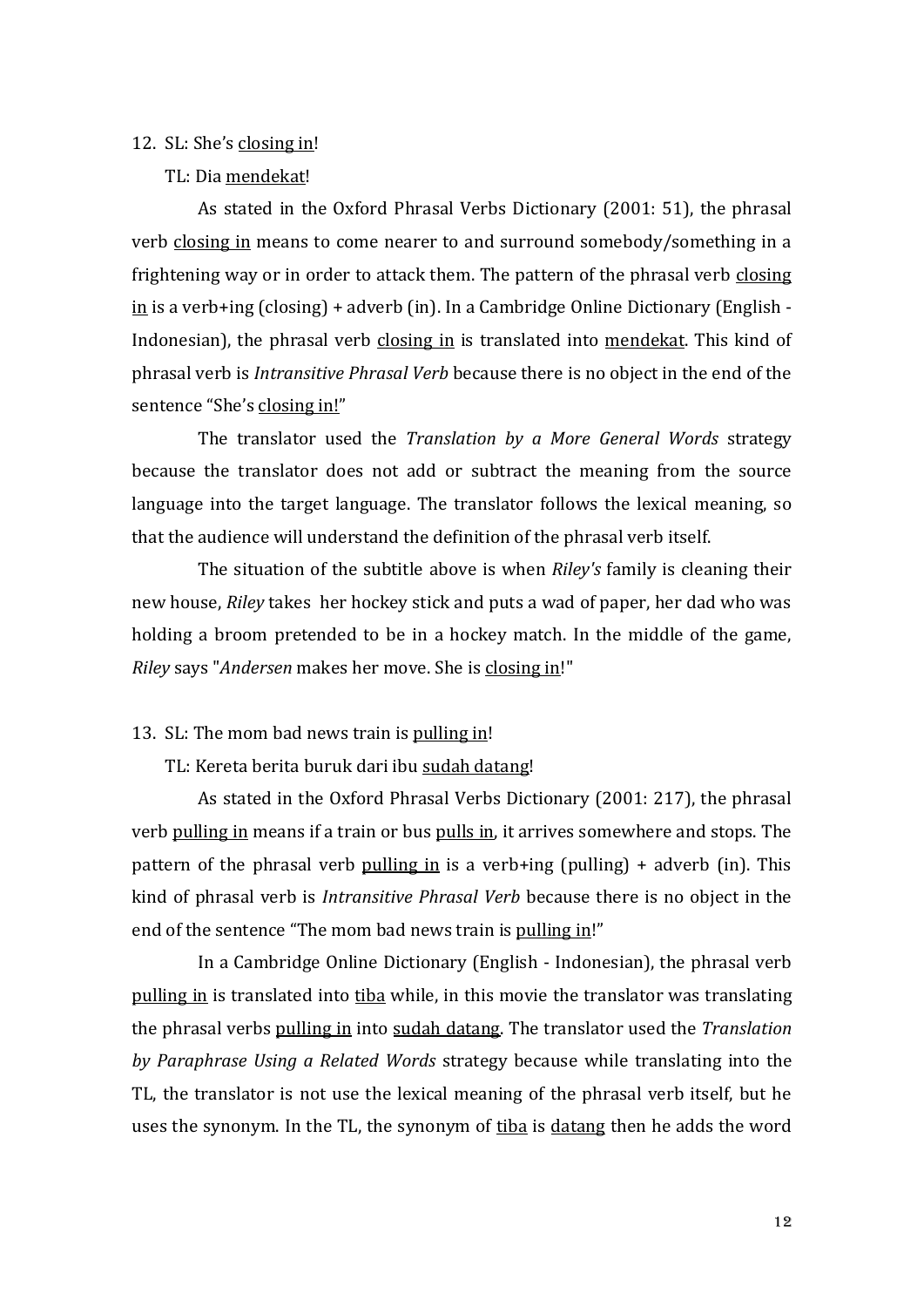12. SL: She's closing in!

    TL: Dia mendekat!

    As stated in the Oxford Phrasal Verbs Dictionary (2001: 51), the phrasal verb closing in means to come nearer to and surround somebody/something in a frightening way or in order to attack them. The pattern of the phrasal verb closing in is a verb+ing (closing) + adverb (in). In a Cambridge Online Dictionary (English - Indonesian), the phrasal verb closing in is translated into mendekat. This kind of phrasal verb is *Intransitive Phrasal Verb* because there is no object in the end of the sentence "She's closing in!"

    The translator used the *Translation by a More General Words* strategy because the translator does not add or subtract the meaning from the source language into the target language. The translator follows the lexical meaning, so that the audience will understand the definition of the phrasal verb itself.

    The situation of the subtitle above is when *Riley's* family is cleaning their new house, *Riley* takes her hockey stick and puts a wad of paper, her dad who was holding a broom pretended to be in a hockey match. In the middle of the game, *Riley* says "*Andersen* makes her move. She is closing in!"

13. SL: The mom bad news train is pulling in!

    TL: Kereta berita buruk dari ibu sudah datang!

    As stated in the Oxford Phrasal Verbs Dictionary (2001: 217), the phrasal verb pulling in means if a train or bus pulls in, it arrives somewhere and stops. The pattern of the phrasal verb pulling in is a verb+ing (pulling) + adverb (in). This kind of phrasal verb is *Intransitive Phrasal Verb* because there is no object in the end of the sentence "The mom bad news train is pulling in!"

    In a Cambridge Online Dictionary (English - Indonesian), the phrasal verb pulling in is translated into tiba while, in this movie the translator was translating the phrasal verbs pulling in into sudah datang. The translator used the *Translation by Paraphrase Using a Related Words* strategy because while translating into the TL, the translator is not use the lexical meaning of the phrasal verb itself, but he uses the synonym. In the TL, the synonym of tiba is datang then he adds the word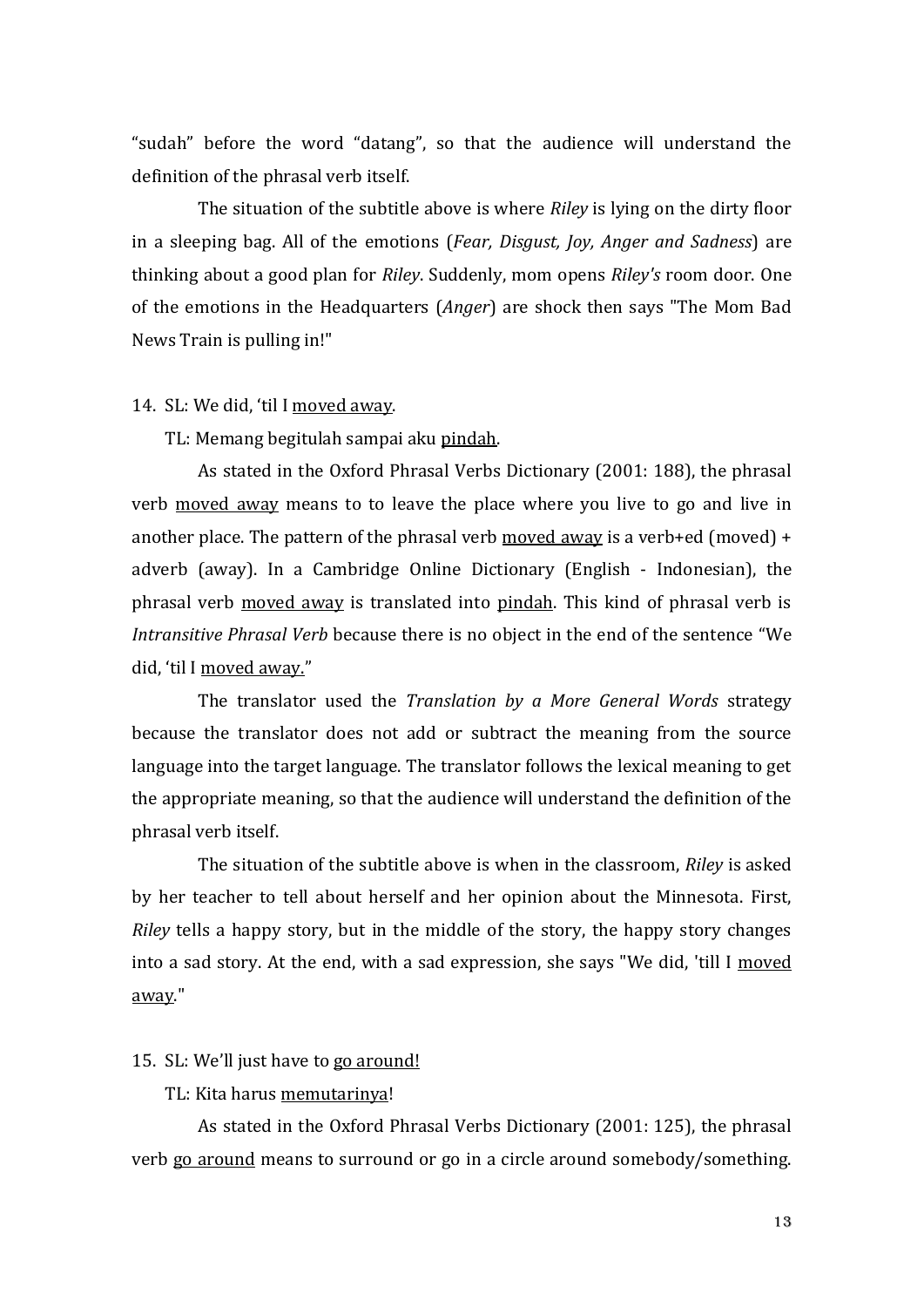"sudah" before the word "datang", so that the audience will understand the definition of the phrasal verb itself.

The situation of the subtitle above is where *Riley* is lying on the dirty floor in a sleeping bag. All of the emotions (*Fear, Disgust, Joy, Anger and Sadness*) are thinking about a good plan for *Riley*. Suddenly, mom opens *Riley's* room door. One of the emotions in the Headquarters (*Anger*) are shock then says "The Mom Bad News Train is pulling in!"

14. SL: We did, 'til I <u>moved away</u>.

    TL: Memang begitulah sampai aku <u>pindah</u>.

    As stated in the Oxford Phrasal Verbs Dictionary (2001: 188), the phrasal verb <u>moved away</u> means to to leave the place where you live to go and live in another place. The pattern of the phrasal verb <u>moved away</u> is a verb+ed (moved) + adverb (away). In a Cambridge Online Dictionary (English - Indonesian), the phrasal verb <u>moved away</u> is translated into <u>pindah</u>. This kind of phrasal verb is *Intransitive Phrasal Verb* because there is no object in the end of the sentence "We did, 'til I <u>moved away</u>."

    The translator used the *Translation by a More General Words* strategy because the translator does not add or subtract the meaning from the source language into the target language. The translator follows the lexical meaning to get the appropriate meaning, so that the audience will understand the definition of the phrasal verb itself.

    The situation of the subtitle above is when in the classroom, *Riley* is asked by her teacher to tell about herself and her opinion about the Minnesota. First, *Riley* tells a happy story, but in the middle of the story, the happy story changes into a sad story. At the end, with a sad expression, she says "We did, 'till I <u>moved away</u>."

15. SL: We'll just have to <u>go around!</u>

    TL: Kita harus <u>memutarinya</u>!

    As stated in the Oxford Phrasal Verbs Dictionary (2001: 125), the phrasal verb <u>go around</u> means to surround or go in a circle around somebody/something.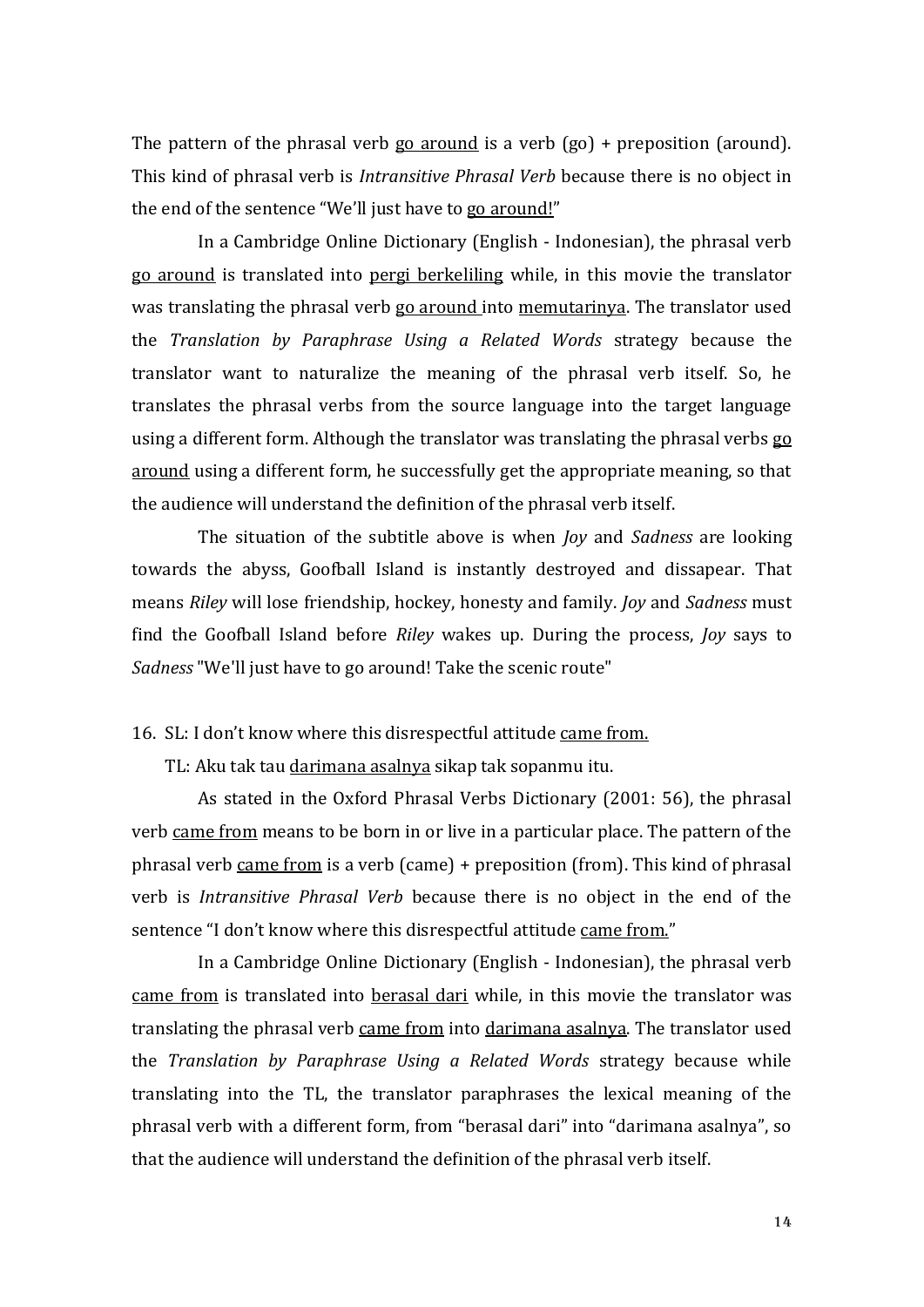The pattern of the phrasal verb go around is a verb (go) + preposition (around). This kind of phrasal verb is *Intransitive Phrasal Verb* because there is no object in the end of the sentence "We'll just have to go around!"

In a Cambridge Online Dictionary (English - Indonesian), the phrasal verb go around is translated into pergi berkeliling while, in this movie the translator was translating the phrasal verb go around into memutarinya. The translator used the *Translation by Paraphrase Using a Related Words* strategy because the translator want to naturalize the meaning of the phrasal verb itself. So, he translates the phrasal verbs from the source language into the target language using a different form. Although the translator was translating the phrasal verbs go around using a different form, he successfully get the appropriate meaning, so that the audience will understand the definition of the phrasal verb itself.

The situation of the subtitle above is when *Joy* and *Sadness* are looking towards the abyss, Goofball Island is instantly destroyed and dissapear. That means *Riley* will lose friendship, hockey, honesty and family. *Joy* and *Sadness* must find the Goofball Island before *Riley* wakes up. During the process, *Joy* says to *Sadness* "We'll just have to go around! Take the scenic route"

16. SL: I don't know where this disrespectful attitude came from.

    TL: Aku tak tau darimana asalnya sikap tak sopanmu itu.

As stated in the Oxford Phrasal Verbs Dictionary (2001: 56), the phrasal verb came from means to be born in or live in a particular place. The pattern of the phrasal verb came from is a verb (came) + preposition (from). This kind of phrasal verb is *Intransitive Phrasal Verb* because there is no object in the end of the sentence "I don't know where this disrespectful attitude came from."

In a Cambridge Online Dictionary (English - Indonesian), the phrasal verb came from is translated into berasal dari while, in this movie the translator was translating the phrasal verb came from into darimana asalnya. The translator used the *Translation by Paraphrase Using a Related Words* strategy because while translating into the TL, the translator paraphrases the lexical meaning of the phrasal verb with a different form, from "berasal dari" into "darimana asalnya", so that the audience will understand the definition of the phrasal verb itself.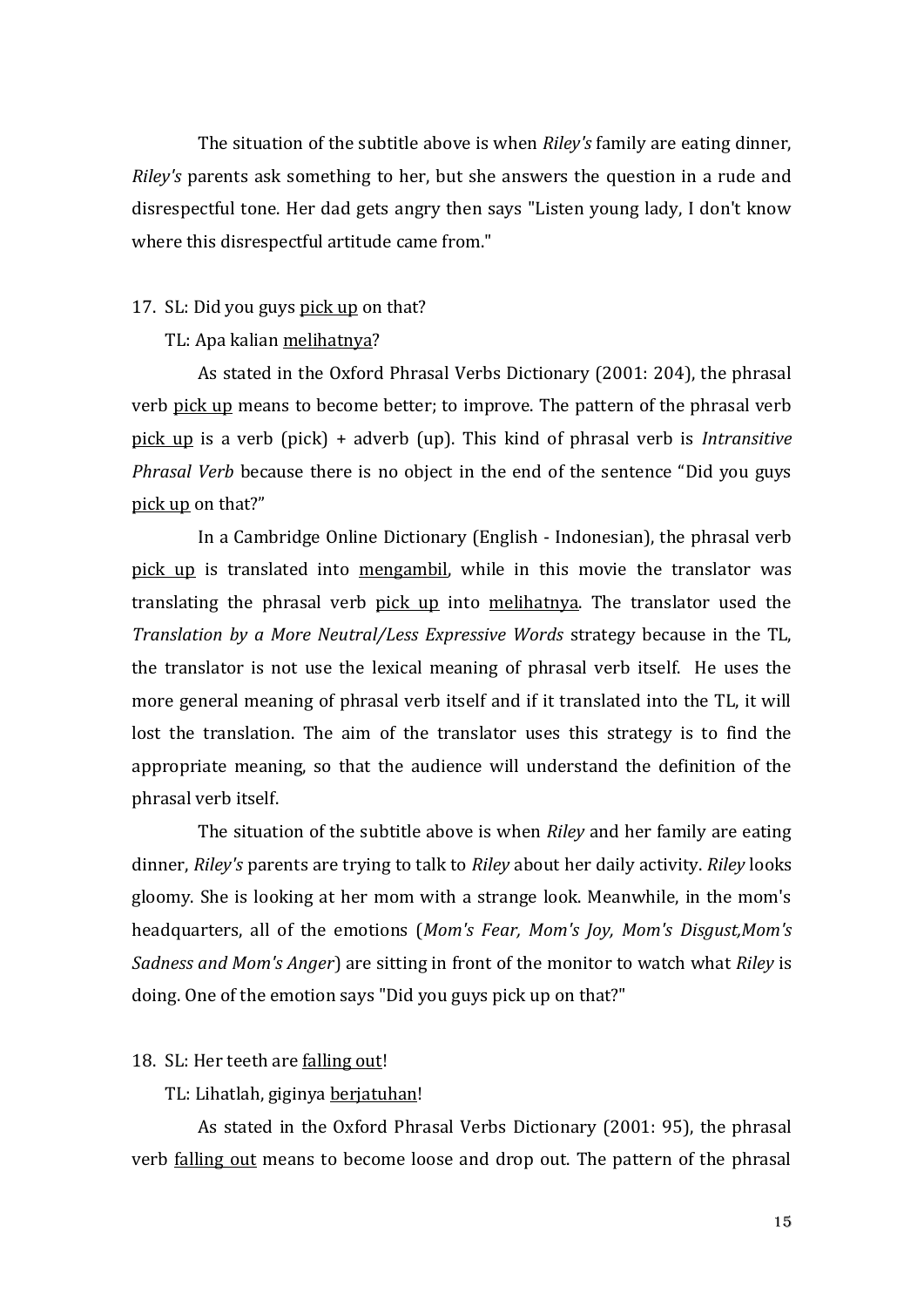The situation of the subtitle above is when *Riley's* family are eating dinner, *Riley's* parents ask something to her, but she answers the question in a rude and disrespectful tone. Her dad gets angry then says "Listen young lady, I don't know where this disrespectful artitude came from."

17. SL: Did you guys <u>pick up</u> on that?

    TL: Apa kalian <u>melihatnya</u>?

As stated in the Oxford Phrasal Verbs Dictionary (2001: 204), the phrasal verb <u>pick up</u> means to become better; to improve. The pattern of the phrasal verb <u>pick up</u> is a verb (pick) + adverb (up). This kind of phrasal verb is *Intransitive Phrasal Verb* because there is no object in the end of the sentence "Did you guys <u>pick up</u> on that?"

In a Cambridge Online Dictionary (English - Indonesian), the phrasal verb <u>pick up</u> is translated into <u>mengambil</u>, while in this movie the translator was translating the phrasal verb <u>pick up</u> into <u>melihatnya</u>. The translator used the *Translation by a More Neutral/Less Expressive Words* strategy because in the TL, the translator is not use the lexical meaning of phrasal verb itself. He uses the more general meaning of phrasal verb itself and if it translated into the TL, it will lost the translation. The aim of the translator uses this strategy is to find the appropriate meaning, so that the audience will understand the definition of the phrasal verb itself.

The situation of the subtitle above is when *Riley* and her family are eating dinner, *Riley's* parents are trying to talk to *Riley* about her daily activity. *Riley* looks gloomy. She is looking at her mom with a strange look. Meanwhile, in the mom's headquarters, all of the emotions (*Mom's Fear, Mom's Joy, Mom's Disgust,Mom's Sadness and Mom's Anger*) are sitting in front of the monitor to watch what *Riley* is doing. One of the emotion says "Did you guys pick up on that?"

18. SL: Her teeth are <u>falling out</u>!

    TL: Lihatlah, giginya <u>berjatuhan</u>!

As stated in the Oxford Phrasal Verbs Dictionary (2001: 95), the phrasal verb <u>falling out</u> means to become loose and drop out. The pattern of the phrasal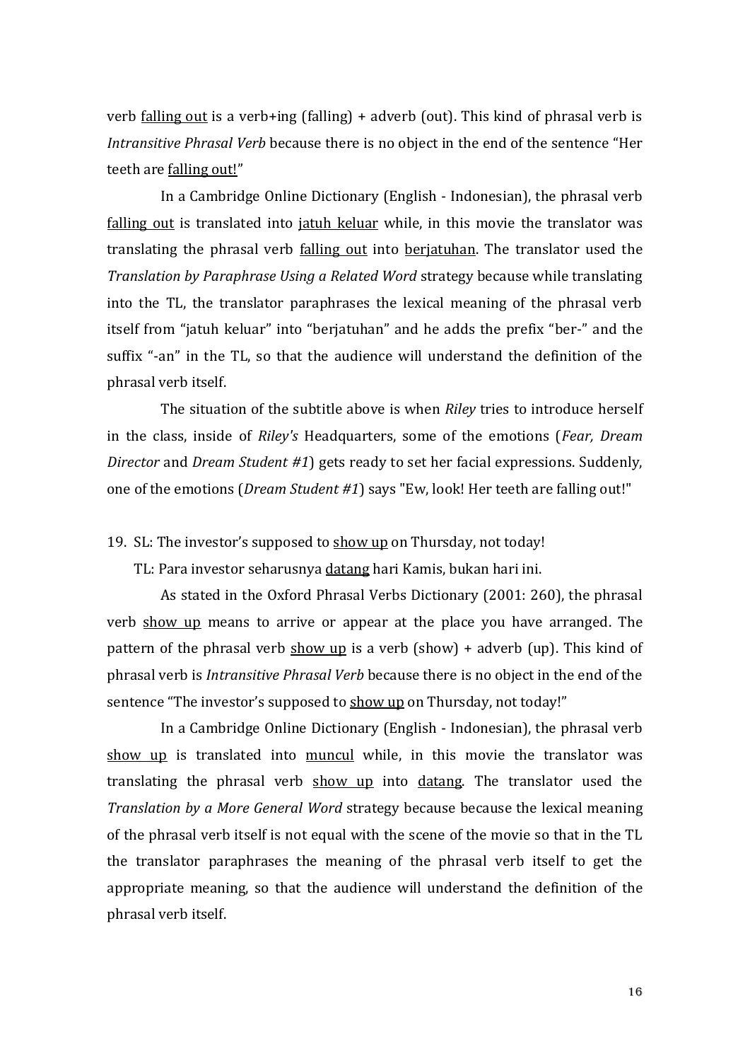verb falling out is a verb+ing (falling) + adverb (out). This kind of phrasal verb is *Intransitive Phrasal Verb* because there is no object in the end of the sentence "Her teeth are falling out!"

In a Cambridge Online Dictionary (English - Indonesian), the phrasal verb falling out is translated into jatuh keluar while, in this movie the translator was translating the phrasal verb falling out into berjatuhan. The translator used the *Translation by Paraphrase Using a Related Word* strategy because while translating into the TL, the translator paraphrases the lexical meaning of the phrasal verb itself from "jatuh keluar" into "berjatuhan" and he adds the prefix "ber-" and the suffix "-an" in the TL, so that the audience will understand the definition of the phrasal verb itself.

The situation of the subtitle above is when *Riley* tries to introduce herself in the class, inside of *Riley's* Headquarters, some of the emotions (*Fear, Dream Director* and *Dream Student #1*) gets ready to set her facial expressions. Suddenly, one of the emotions (*Dream Student #1*) says "Ew, look! Her teeth are falling out!"

19. SL: The investor's supposed to show up on Thursday, not today!

    TL: Para investor seharusnya datang hari Kamis, bukan hari ini.

As stated in the Oxford Phrasal Verbs Dictionary (2001: 260), the phrasal verb show up means to arrive or appear at the place you have arranged. The pattern of the phrasal verb show up is a verb (show) + adverb (up). This kind of phrasal verb is *Intransitive Phrasal Verb* because there is no object in the end of the sentence "The investor's supposed to show up on Thursday, not today!"

In a Cambridge Online Dictionary (English - Indonesian), the phrasal verb show up is translated into muncul while, in this movie the translator was translating the phrasal verb show up into datang. The translator used the *Translation by a More General Word* strategy because because the lexical meaning of the phrasal verb itself is not equal with the scene of the movie so that in the TL the translator paraphrases the meaning of the phrasal verb itself to get the appropriate meaning, so that the audience will understand the definition of the phrasal verb itself.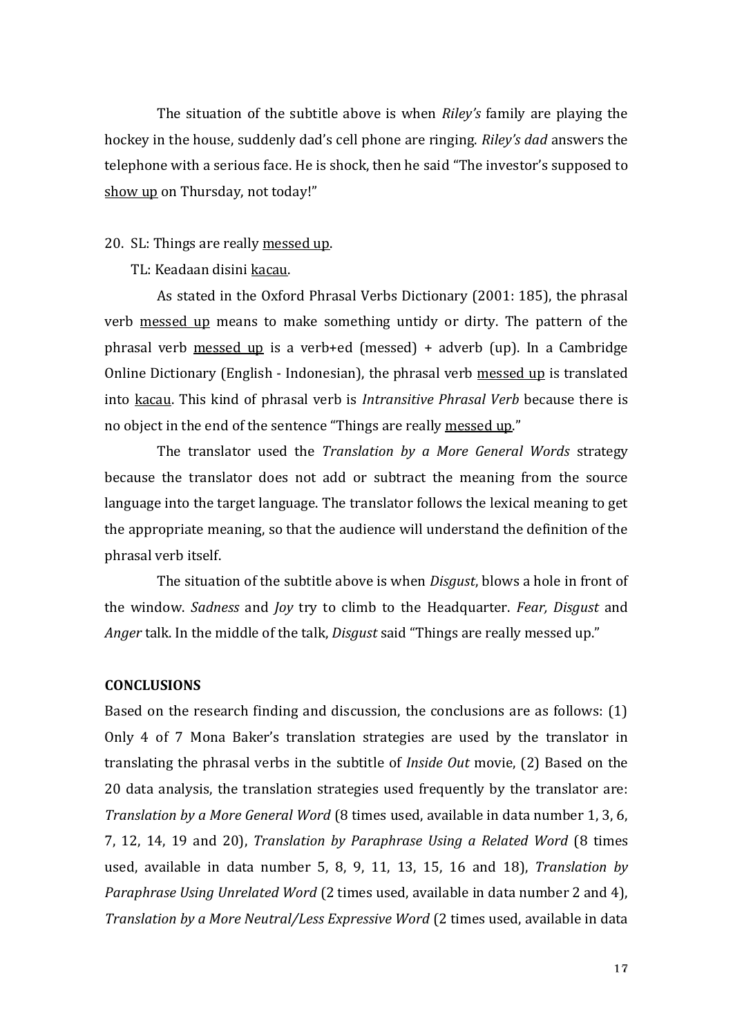The situation of the subtitle above is when *Riley's* family are playing the hockey in the house, suddenly dad's cell phone are ringing. *Riley's dad* answers the telephone with a serious face. He is shock, then he said "The investor's supposed to <u>show up</u> on Thursday, not today!"

20. SL: Things are really <u>messed up</u>.

    TL: Keadaan disini <u>kacau</u>.

    As stated in the Oxford Phrasal Verbs Dictionary (2001: 185), the phrasal verb <u>messed up</u> means to make something untidy or dirty. The pattern of the phrasal verb <u>messed up</u> is a verb+ed (messed) + adverb (up). In a Cambridge Online Dictionary (English - Indonesian), the phrasal verb <u>messed up</u> is translated into <u>kacau</u>. This kind of phrasal verb is *Intransitive Phrasal Verb* because there is no object in the end of the sentence "Things are really <u>messed up</u>."

    The translator used the *Translation by a More General Words* strategy because the translator does not add or subtract the meaning from the source language into the target language. The translator follows the lexical meaning to get the appropriate meaning, so that the audience will understand the definition of the phrasal verb itself.

    The situation of the subtitle above is when *Disgust*, blows a hole in front of the window. *Sadness* and *Joy* try to climb to the Headquarter. *Fear, Disgust* and *Anger* talk. In the middle of the talk, *Disgust* said "Things are really messed up."

## CONCLUSIONS

Based on the research finding and discussion, the conclusions are as follows: (1) Only 4 of 7 Mona Baker's translation strategies are used by the translator in translating the phrasal verbs in the subtitle of *Inside Out* movie, (2) Based on the 20 data analysis, the translation strategies used frequently by the translator are: *Translation by a More General Word* (8 times used, available in data number 1, 3, 6, 7, 12, 14, 19 and 20), *Translation by Paraphrase Using a Related Word* (8 times used, available in data number 5, 8, 9, 11, 13, 15, 16 and 18), *Translation by Paraphrase Using Unrelated Word* (2 times used, available in data number 2 and 4), *Translation by a More Neutral/Less Expressive Word* (2 times used, available in data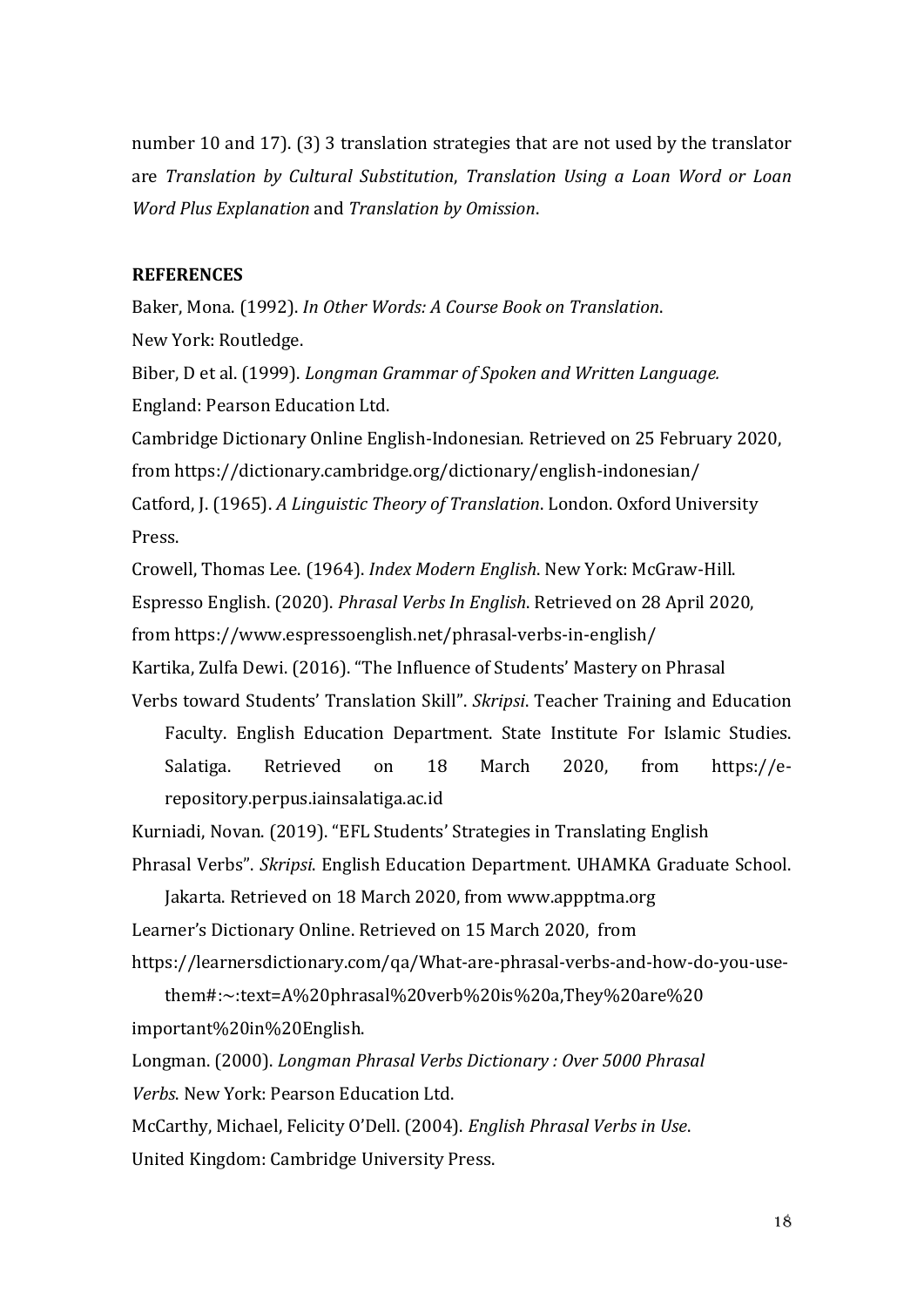number 10 and 17). (3) 3 translation strategies that are not used by the translator are *Translation by Cultural Substitution*, *Translation Using a Loan Word or Loan Word Plus Explanation* and *Translation by Omission*.

**REFERENCES**

Baker, Mona. (1992). *In Other Words: A Course Book on Translation*. New York: Routledge.

Biber, D et al. (1999). *Longman Grammar of Spoken and Written Language.* England: Pearson Education Ltd.

Cambridge Dictionary Online English-Indonesian. Retrieved on 25 February 2020, from https://dictionary.cambridge.org/dictionary/english-indonesian/

Catford, J. (1965). *A Linguistic Theory of Translation*. London. Oxford University Press.

Crowell, Thomas Lee. (1964). *Index Modern English*. New York: McGraw-Hill.

Espresso English. (2020). *Phrasal Verbs In English*. Retrieved on 28 April 2020, from https://www.espressoenglish.net/phrasal-verbs-in-english/

Kartika, Zulfa Dewi. (2016). "The Influence of Students' Mastery on Phrasal Verbs toward Students' Translation Skill". *Skripsi*. Teacher Training and Education Faculty. English Education Department. State Institute For Islamic Studies. Salatiga. Retrieved on 18 March 2020, from https://e-repository.perpus.iainsalatiga.ac.id

Kurniadi, Novan. (2019). "EFL Students' Strategies in Translating English Phrasal Verbs". *Skripsi*. English Education Department. UHAMKA Graduate School. Jakarta. Retrieved on 18 March 2020, from www.appptma.org

Learner's Dictionary Online. Retrieved on 15 March 2020, from https://learnersdictionary.com/qa/What-are-phrasal-verbs-and-how-do-you-use-them#:~:text=A%20phrasal%20verb%20is%20a,They%20are%20 important%20in%20English.

Longman. (2000). *Longman Phrasal Verbs Dictionary : Over 5000 Phrasal Verbs*. New York: Pearson Education Ltd.

McCarthy, Michael, Felicity O'Dell. (2004). *English Phrasal Verbs in Use*. United Kingdom: Cambridge University Press.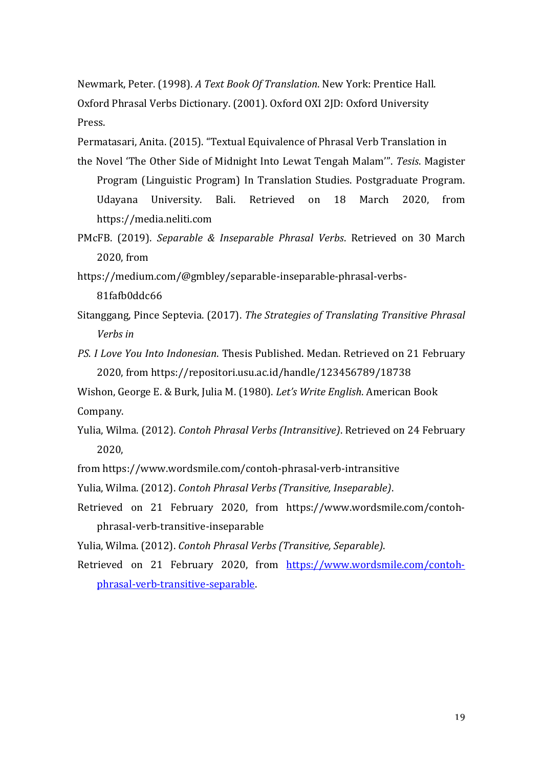Newmark, Peter. (1998). *A Text Book Of Translation*. New York: Prentice Hall.

Oxford Phrasal Verbs Dictionary. (2001). Oxford OXI 2JD: Oxford University Press.

Permatasari, Anita. (2015). "Textual Equivalence of Phrasal Verb Translation in the Novel 'The Other Side of Midnight Into Lewat Tengah Malam'". *Tesis*. Magister Program (Linguistic Program) In Translation Studies. Postgraduate Program. Udayana University. Bali. Retrieved on 18 March 2020, from https://media.neliti.com

PMcFB. (2019). *Separable & Inseparable Phrasal Verbs*. Retrieved on 30 March 2020, from https://medium.com/@gmbley/separable-inseparable-phrasal-verbs-81fafb0ddc66

Sitanggang, Pince Septevia. (2017). *The Strategies of Translating Transitive Phrasal Verbs in PS. I Love You Into Indonesian*. Thesis Published. Medan. Retrieved on 21 February 2020, from https://repositori.usu.ac.id/handle/123456789/18738

Wishon, George E. & Burk, Julia M. (1980). *Let's Write English*. American Book Company.

Yulia, Wilma. (2012). *Contoh Phrasal Verbs (Intransitive)*. Retrieved on 24 February 2020, from https://www.wordsmile.com/contoh-phrasal-verb-intransitive

Yulia, Wilma. (2012). *Contoh Phrasal Verbs (Transitive, Inseparable)*. Retrieved on 21 February 2020, from https://www.wordsmile.com/contoh-phrasal-verb-transitive-inseparable

Yulia, Wilma. (2012). *Contoh Phrasal Verbs (Transitive, Separable)*. Retrieved on 21 February 2020, from https://www.wordsmile.com/contoh-phrasal-verb-transitive-separable.